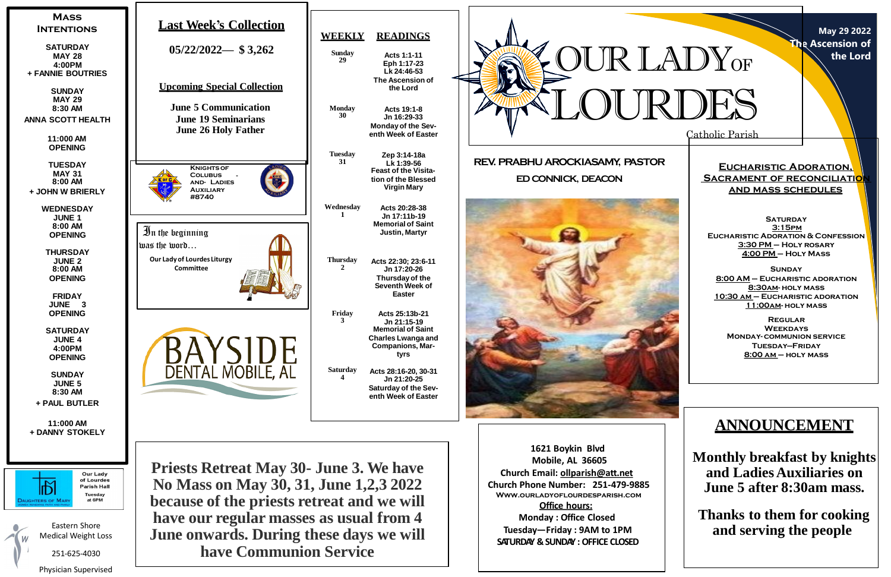# Our Lady of Lourdes

Catholic Parish

**May 29 2022**
**The Ascension of the Lord**

**REV. PRABHU AROCKIASAMY, PASTOR**

**ED CONNICK, DEACON**

## Mass Intentions

**SATURDAY MAY 28 4:00PM**
+ FANNIE BOUTRIES

**SUNDAY MAY 29 8:30 AM**
ANNA SCOTT HEALTH

**11:000 AM**
OPENING

**TUESDAY MAY 31 8:00 AM**
+ JOHN W BRIERLY

**WEDNESDAY JUNE 1 8:00 AM**
OPENING

**THURSDAY JUNE 2 8:00 AM**
OPENING

**FRIDAY JUNE 3**
OPENING

**SATURDAY JUNE 4 4:00PM**
OPENING

**SUNDAY JUNE 5 8:30 AM**
+ PAUL BUTLER

**11:000 AM**
+ DANNY STOKELY

## Last Week's Collection

**05/22/2022— $ 3,262**

## Upcoming Special Collection

**June 5 Communication**
**June 19 Seminarians**
**June 26 Holy Father**

Knights of Colubus - and- Ladies Auxiliary #8740

In the beginning was the word…

Our Lady of Lourdes Liturgy Committee

BAYSIDE DENTAL MOBILE, AL

Our Lady of Lourdes Parish Hall Tuesday at 6PM — Daughters of Mary

Eastern Shore Medical Weight Loss

251-625-4030

Physician Supervised

## Weekly Readings

| WEEKLY | READINGS |
|---|---|
| Sunday 29 | Acts 1:1-11 Eph 1:17-23 Lk 24:46-53 The Ascension of the Lord |
| Monday 30 | Acts 19:1-8 Jn 16:29-33 Monday of the Seventh Week of Easter |
| Tuesday 31 | Zep 3:14-18a Lk 1:39-56 Feast of the Visitation of the Blessed Virgin Mary |
| Wednesday 1 | Acts 20:28-38 Jn 17:11b-19 Memorial of Saint Justin, Martyr |
| Thursday 2 | Acts 22:30; 23:6-11 Jn 17:20-26 Thursday of the Seventh Week of Easter |
| Friday 3 | Acts 25:13b-21 Jn 21:15-19 Memorial of Saint Charles Lwanga and Companions, Martyrs |
| Saturday 4 | Acts 28:16-20, 30-31 Jn 21:20-25 Saturday of the Seventh Week of Easter |

**Priests Retreat May 30- June 3. We have No Mass on May 30, 31, June 1,2,3 2022 because of the priests retreat and we will have our regular masses as usual from 4 June onwards. During these days we will have Communion Service**

## Eucharistic Adoration, Sacrament of Reconciliation and Mass Schedules

**Saturday**
3:15PM Eucharistic Adoration & Confession
3:30 PM – Holy Rosary
4:00 PM – Holy Mass

**Sunday**
8:00 AM – Eucharistic Adoration
8:30AM- Holy Mass
10:30 AM – Eucharistic Adoration
11:00AM- Holy Mass

**Regular Weekdays**
Monday- Communion Service
Tuesday–Friday
8:00 AM – Holy Mass

**1621 Boykin Blvd**
**Mobile, AL 36605**
**Church Email: ollparish@att.net**
**Church Phone Number: 251-479-9885**
**www.ourladyoflourdesparish.com**
**Office hours:**
**Monday : Office Closed**
**Tuesday—Friday : 9AM to 1PM**
**SATURDAY & SUNDAY : OFFICE CLOSED**

## ANNOUNCEMENT

**Monthly breakfast by knights and Ladies Auxiliaries on June 5 after 8:30am mass.**

**Thanks to them for cooking and serving the people**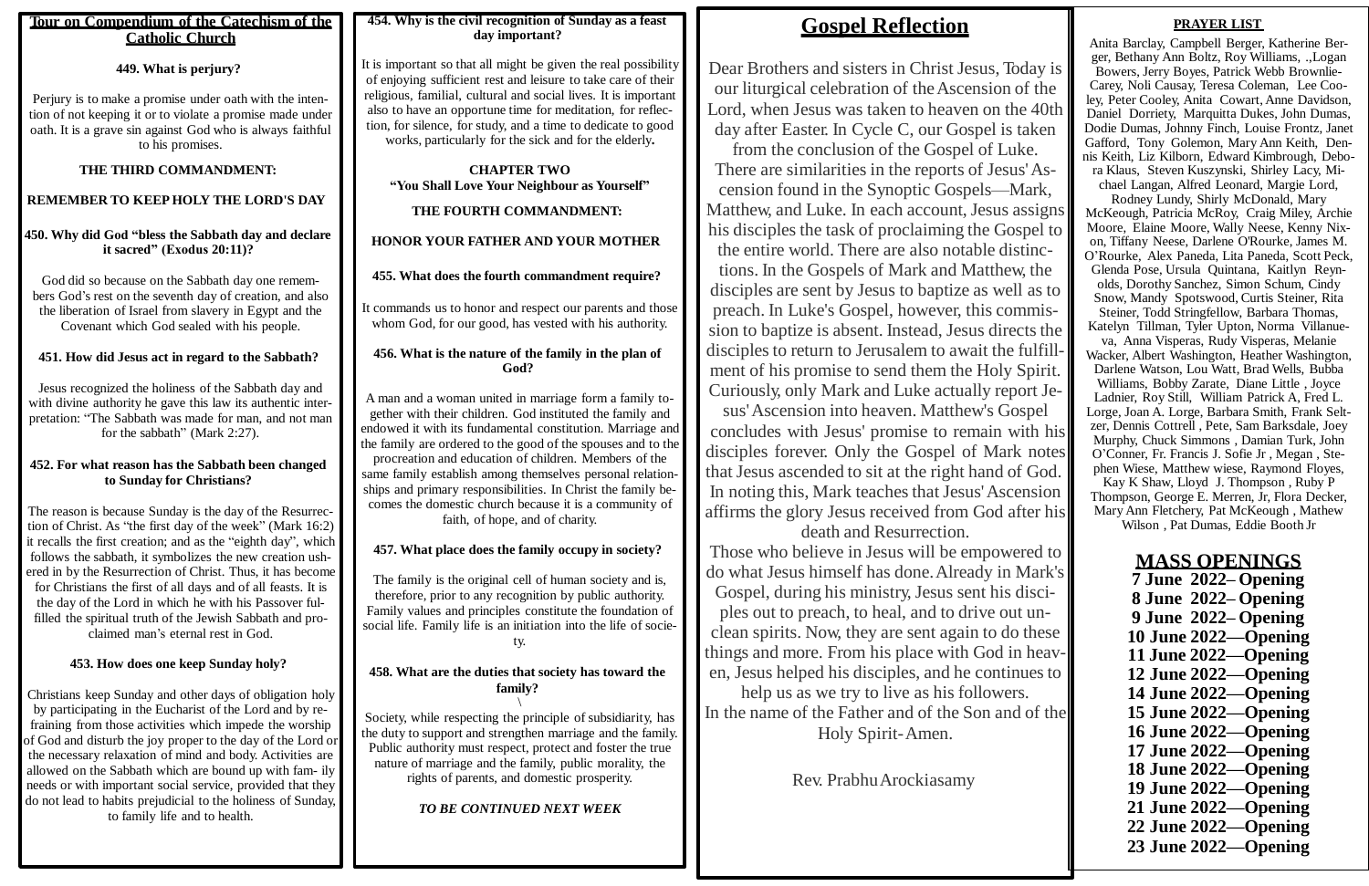## Tour on Compendium of the Catechism of the Catholic Church

**449. What is perjury?**

Perjury is to make a promise under oath with the intention of not keeping it or to violate a promise made under oath. It is a grave sin against God who is always faithful to his promises.

**THE THIRD COMMANDMENT:**

**REMEMBER TO KEEP HOLY THE LORD'S DAY**

**450. Why did God "bless the Sabbath day and declare it sacred" (Exodus 20:11)?**

God did so because on the Sabbath day one remembers God's rest on the seventh day of creation, and also the liberation of Israel from slavery in Egypt and the Covenant which God sealed with his people.

**451. How did Jesus act in regard to the Sabbath?**

Jesus recognized the holiness of the Sabbath day and with divine authority he gave this law its authentic interpretation: "The Sabbath was made for man, and not man for the sabbath" (Mark 2:27).

**452. For what reason has the Sabbath been changed to Sunday for Christians?**

The reason is because Sunday is the day of the Resurrection of Christ. As "the first day of the week" (Mark 16:2) it recalls the first creation; and as the "eighth day", which follows the sabbath, it symbolizes the new creation ushered in by the Resurrection of Christ. Thus, it has become for Christians the first of all days and of all feasts. It is the day of the Lord in which he with his Passover fulfilled the spiritual truth of the Jewish Sabbath and proclaimed man's eternal rest in God.

**453. How does one keep Sunday holy?**

Christians keep Sunday and other days of obligation holy by participating in the Eucharist of the Lord and by refraining from those activities which impede the worship of God and disturb the joy proper to the day of the Lord or the necessary relaxation of mind and body. Activities are allowed on the Sabbath which are bound up with family needs or with important social service, provided that they do not lead to habits prejudicial to the holiness of Sunday, to family life and to health.

**454. Why is the civil recognition of Sunday as a feast day important?**

It is important so that all might be given the real possibility of enjoying sufficient rest and leisure to take care of their religious, familial, cultural and social lives. It is important also to have an opportune time for meditation, for reflection, for silence, for study, and a time to dedicate to good works, particularly for the sick and for the elderly**.**

**CHAPTER TWO**
**"You Shall Love Your Neighbour as Yourself"**

**THE FOURTH COMMANDMENT:**

**HONOR YOUR FATHER AND YOUR MOTHER**

**455. What does the fourth commandment require?**

It commands us to honor and respect our parents and those whom God, for our good, has vested with his authority.

**456. What is the nature of the family in the plan of God?**

A man and a woman united in marriage form a family together with their children. God instituted the family and endowed it with its fundamental constitution. Marriage and the family are ordered to the good of the spouses and to the procreation and education of children. Members of the same family establish among themselves personal relationships and primary responsibilities. In Christ the family becomes the domestic church because it is a community of faith, of hope, and of charity.

**457. What place does the family occupy in society?**

The family is the original cell of human society and is, therefore, prior to any recognition by public authority. Family values and principles constitute the foundation of social life. Family life is an initiation into the life of society.

**458. What are the duties that society has toward the family?**

Society, while respecting the principle of subsidiarity, has the duty to support and strengthen marriage and the family. Public authority must respect, protect and foster the true nature of marriage and the family, public morality, the rights of parents, and domestic prosperity.

*TO BE CONTINUED NEXT WEEK*

## Gospel Reflection

Dear Brothers and sisters in Christ Jesus, Today is our liturgical celebration of the Ascension of the Lord, when Jesus was taken to heaven on the 40th day after Easter. In Cycle C, our Gospel is taken from the conclusion of the Gospel of Luke. There are similarities in the reports of Jesus' Ascension found in the Synoptic Gospels—Mark, Matthew, and Luke. In each account, Jesus assigns his disciples the task of proclaiming the Gospel to the entire world. There are also notable distinctions. In the Gospels of Mark and Matthew, the disciples are sent by Jesus to baptize as well as to preach. In Luke's Gospel, however, this commission to baptize is absent. Instead, Jesus directs the disciples to return to Jerusalem to await the fulfillment of his promise to send them the Holy Spirit. Curiously, only Mark and Luke actually report Jesus' Ascension into heaven. Matthew's Gospel concludes with Jesus' promise to remain with his disciples forever. Only the Gospel of Mark notes that Jesus ascended to sit at the right hand of God. In noting this, Mark teaches that Jesus' Ascension affirms the glory Jesus received from God after his death and Resurrection.

Those who believe in Jesus will be empowered to do what Jesus himself has done. Already in Mark's Gospel, during his ministry, Jesus sent his disciples out to preach, to heal, and to drive out unclean spirits. Now, they are sent again to do these things and more. From his place with God in heaven, Jesus helped his disciples, and he continues to help us as we try to live as his followers.

In the name of the Father and of the Son and of the Holy Spirit- Amen.

Rev. Prabhu Arockiasamy

## PRAYER LIST

Anita Barclay, Campbell Berger, Katherine Berger, Bethany Ann Boltz, Roy Williams, .,Logan Bowers, Jerry Boyes, Patrick Webb Brownlie-Carey, Noli Causay, Teresa Coleman, Lee Cooley, Peter Cooley, Anita Cowart, Anne Davidson, Daniel Dorriety, Marquitta Dukes, John Dumas, Dodie Dumas, Johnny Finch, Louise Frontz, Janet Gafford, Tony Golemon, Mary Ann Keith, Dennis Keith, Liz Kilborn, Edward Kimbrough, Debora Klaus, Steven Kuszynski, Shirley Lacy, Michael Langan, Alfred Leonard, Margie Lord, Rodney Lundy, Shirly McDonald, Mary McKeough, Patricia McRoy, Craig Miley, Archie Moore, Elaine Moore, Wally Neese, Kenny Nixon, Tiffany Neese, Darlene O'Rourke, James M. O'Rourke, Alex Paneda, Lita Paneda, Scott Peck, Glenda Pose, Ursula Quintana, Kaitlyn Reynolds, Dorothy Sanchez, Simon Schum, Cindy Snow, Mandy Spotswood, Curtis Steiner, Rita Steiner, Todd Stringfellow, Barbara Thomas, Katelyn Tillman, Tyler Upton, Norma Villanueva, Anna Visperas, Rudy Visperas, Melanie Wacker, Albert Washington, Heather Washington, Darlene Watson, Lou Watt, Brad Wells, Bubba Williams, Bobby Zarate, Diane Little , Joyce Ladnier, Roy Still, William Patrick A, Fred L. Lorge, Joan A. Lorge, Barbara Smith, Frank Seltzer, Dennis Cottrell , Pete, Sam Barksdale, Joey Murphy, Chuck Simmons , Damian Turk, John O'Conner, Fr. Francis J. Sofie Jr , Megan , Stephen Wiese, Matthew wiese, Raymond Floyes, Kay K Shaw, Lloyd J. Thompson , Ruby P Thompson, George E. Merren, Jr, Flora Decker, Mary Ann Fletchery, Pat McKeough , Mathew Wilson , Pat Dumas, Eddie Booth Jr

## MASS OPENINGS

**7 June 2022– Opening**
**8 June 2022– Opening**
**9 June 2022– Opening**
**10 June 2022—Opening**
**11 June 2022—Opening**
**12 June 2022—Opening**
**14 June 2022—Opening**
**15 June 2022—Opening**
**16 June 2022—Opening**
**17 June 2022—Opening**
**18 June 2022—Opening**
**19 June 2022—Opening**
**21 June 2022—Opening**
**22 June 2022—Opening**
**23 June 2022—Opening**